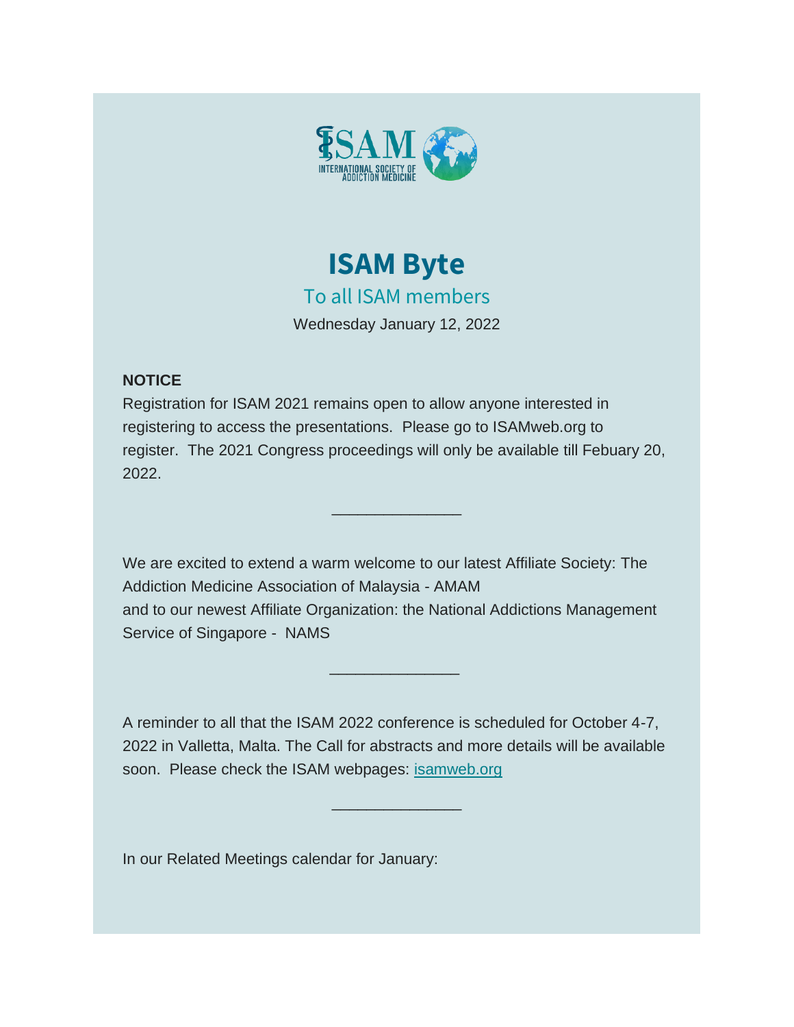ISAM
INTERNATIONAL SOCIETY OF ADDICTION MEDICINE

# ISAM Byte

## To all ISAM members

Wednesday January 12, 2022

**NOTICE**

Registration for ISAM 2021 remains open to allow anyone interested in registering to access the presentations. Please go to ISAMweb.org to register. The 2021 Congress proceedings will only be available till Febuary 20, 2022.

_______________

We are excited to extend a warm welcome to our latest Affiliate Society: The Addiction Medicine Association of Malaysia - AMAM
and to our newest Affiliate Organization: the National Addictions Management Service of Singapore - NAMS

_______________

A reminder to all that the ISAM 2022 conference is scheduled for October 4-7, 2022 in Valletta, Malta. The Call for abstracts and more details will be available soon. Please check the ISAM webpages: [isamweb.org](isamweb.org)

_______________

In our Related Meetings calendar for January: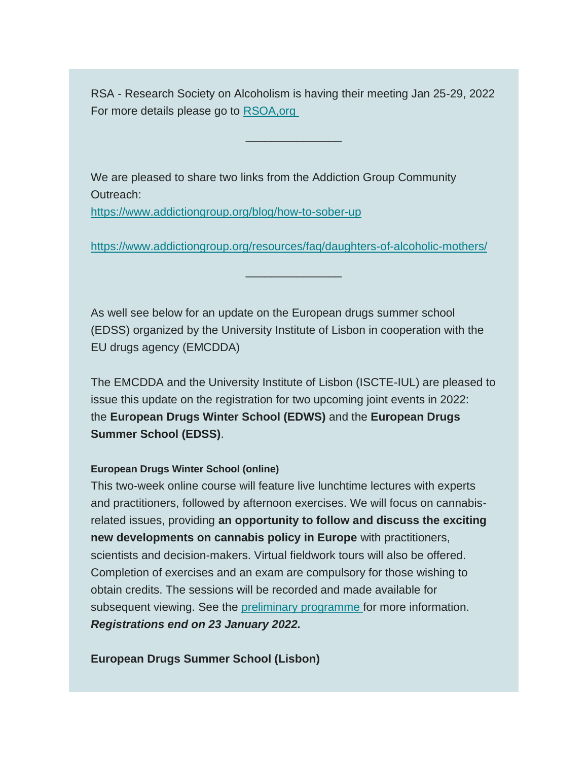RSA - Research Society on Alcoholism is having their meeting Jan 25-29, 2022
For more details please go to [RSOA,org](RSOA,org)

_______________

We are pleased to share two links from the Addiction Group Community Outreach:
[https://www.addictiongroup.org/blog/how-to-sober-up](https://www.addictiongroup.org/blog/how-to-sober-up)

[https://www.addictiongroup.org/resources/faq/daughters-of-alcoholic-mothers/](https://www.addictiongroup.org/resources/faq/daughters-of-alcoholic-mothers/)

_______________

As well see below for an update on the European drugs summer school (EDSS) organized by the University Institute of Lisbon in cooperation with the EU drugs agency (EMCDDA)

The EMCDDA and the University Institute of Lisbon (ISCTE-IUL) are pleased to issue this update on the registration for two upcoming joint events in 2022: the **European Drugs Winter School (EDWS)** and the **European Drugs Summer School (EDSS)**.

**European Drugs Winter School (online)**
This two-week online course will feature live lunchtime lectures with experts and practitioners, followed by afternoon exercises. We will focus on cannabis-related issues, providing **an opportunity to follow and discuss the exciting new developments on cannabis policy in Europe** with practitioners, scientists and decision-makers. Virtual fieldwork tours will also be offered. Completion of exercises and an exam are compulsory for those wishing to obtain credits. The sessions will be recorded and made available for subsequent viewing. See the preliminary programme for more information.
***Registrations end on 23 January 2022.***

**European Drugs Summer School (Lisbon)**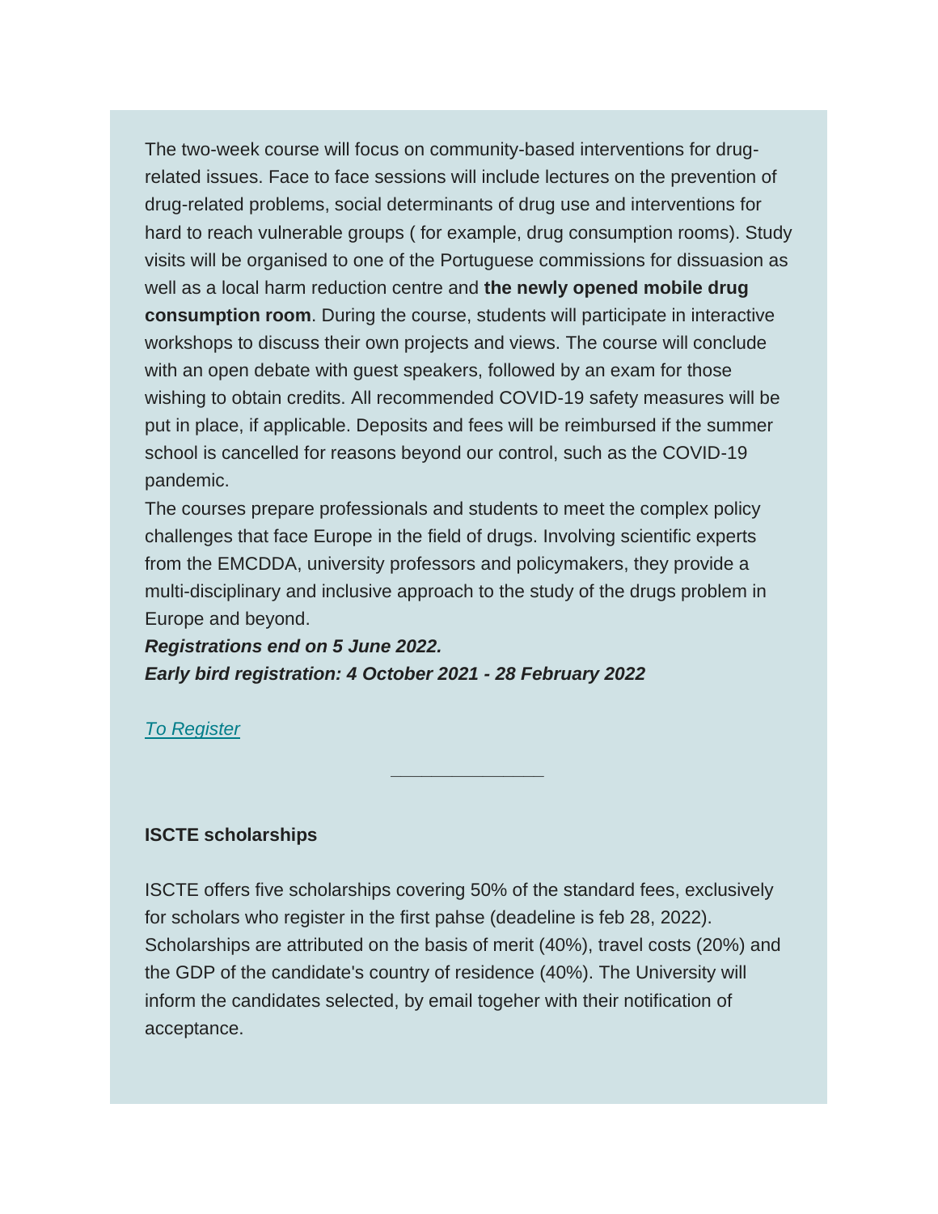The two-week course will focus on community-based interventions for drug-related issues. Face to face sessions will include lectures on the prevention of drug-related problems, social determinants of drug use and interventions for hard to reach vulnerable groups ( for example, drug consumption rooms). Study visits will be organised to one of the Portuguese commissions for dissuasion as well as a local harm reduction centre and **the newly opened mobile drug consumption room**. During the course, students will participate in interactive workshops to discuss their own projects and views. The course will conclude with an open debate with guest speakers, followed by an exam for those wishing to obtain credits. All recommended COVID-19 safety measures will be put in place, if applicable. Deposits and fees will be reimbursed if the summer school is cancelled for reasons beyond our control, such as the COVID-19 pandemic.

The courses prepare professionals and students to meet the complex policy challenges that face Europe in the field of drugs. Involving scientific experts from the EMCDDA, university professors and policymakers, they provide a multi-disciplinary and inclusive approach to the study of the drugs problem in Europe and beyond.

***Registrations end on 5 June 2022.***
***Early bird registration: 4 October 2021 - 28 February 2022***

*To Register*

---

**ISCTE scholarships**

ISCTE offers five scholarships covering 50% of the standard fees, exclusively for scholars who register in the first pahse (deadeline is feb 28, 2022). Scholarships are attributed on the basis of merit (40%), travel costs (20%) and the GDP of the candidate's country of residence (40%). The University will inform the candidates selected, by email togeher with their notification of acceptance.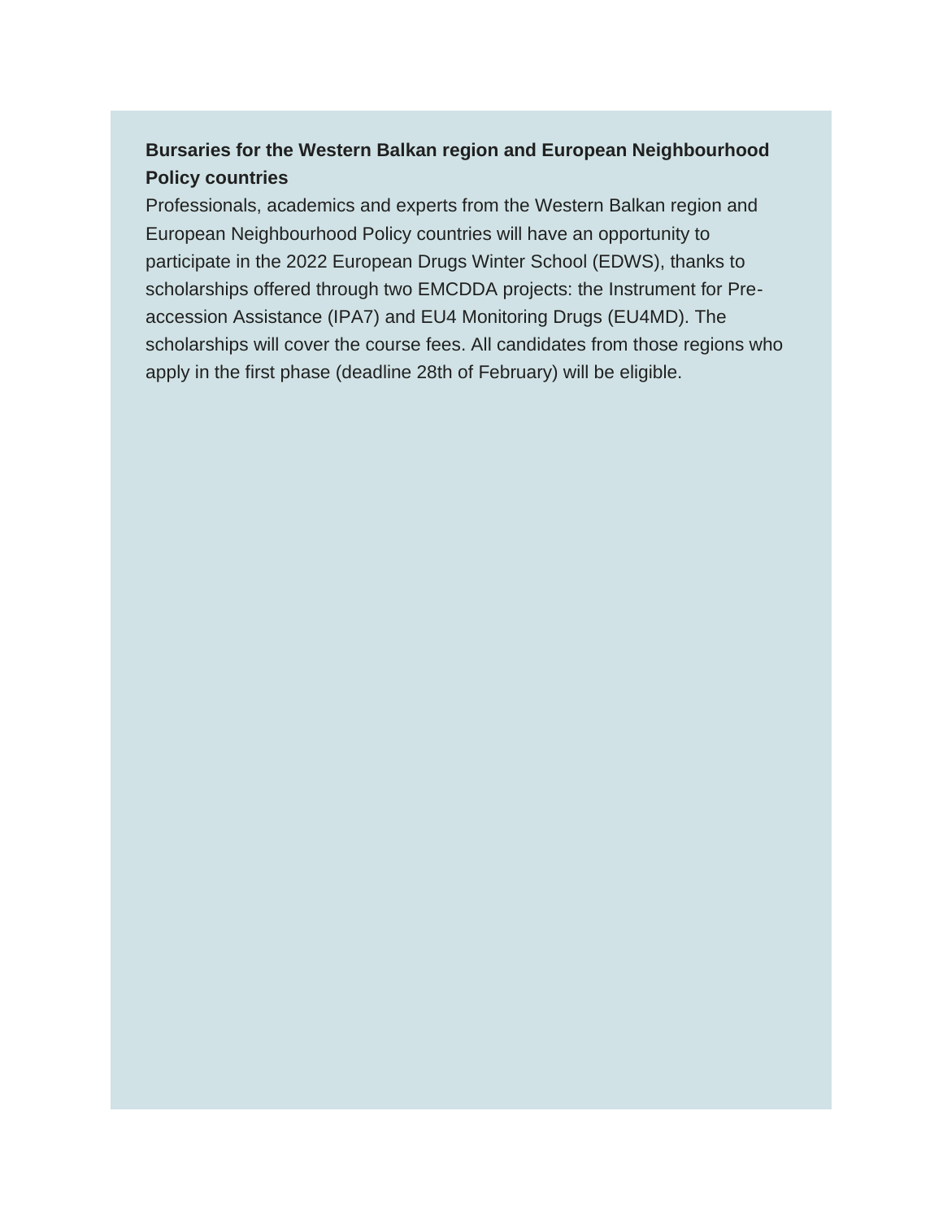**Bursaries for the Western Balkan region and European Neighbourhood Policy countries**

Professionals, academics and experts from the Western Balkan region and European Neighbourhood Policy countries will have an opportunity to participate in the 2022 European Drugs Winter School (EDWS), thanks to scholarships offered through two EMCDDA projects: the Instrument for Pre-accession Assistance (IPA7) and EU4 Monitoring Drugs (EU4MD). The scholarships will cover the course fees. All candidates from those regions who apply in the first phase (deadline 28th of February) will be eligible.